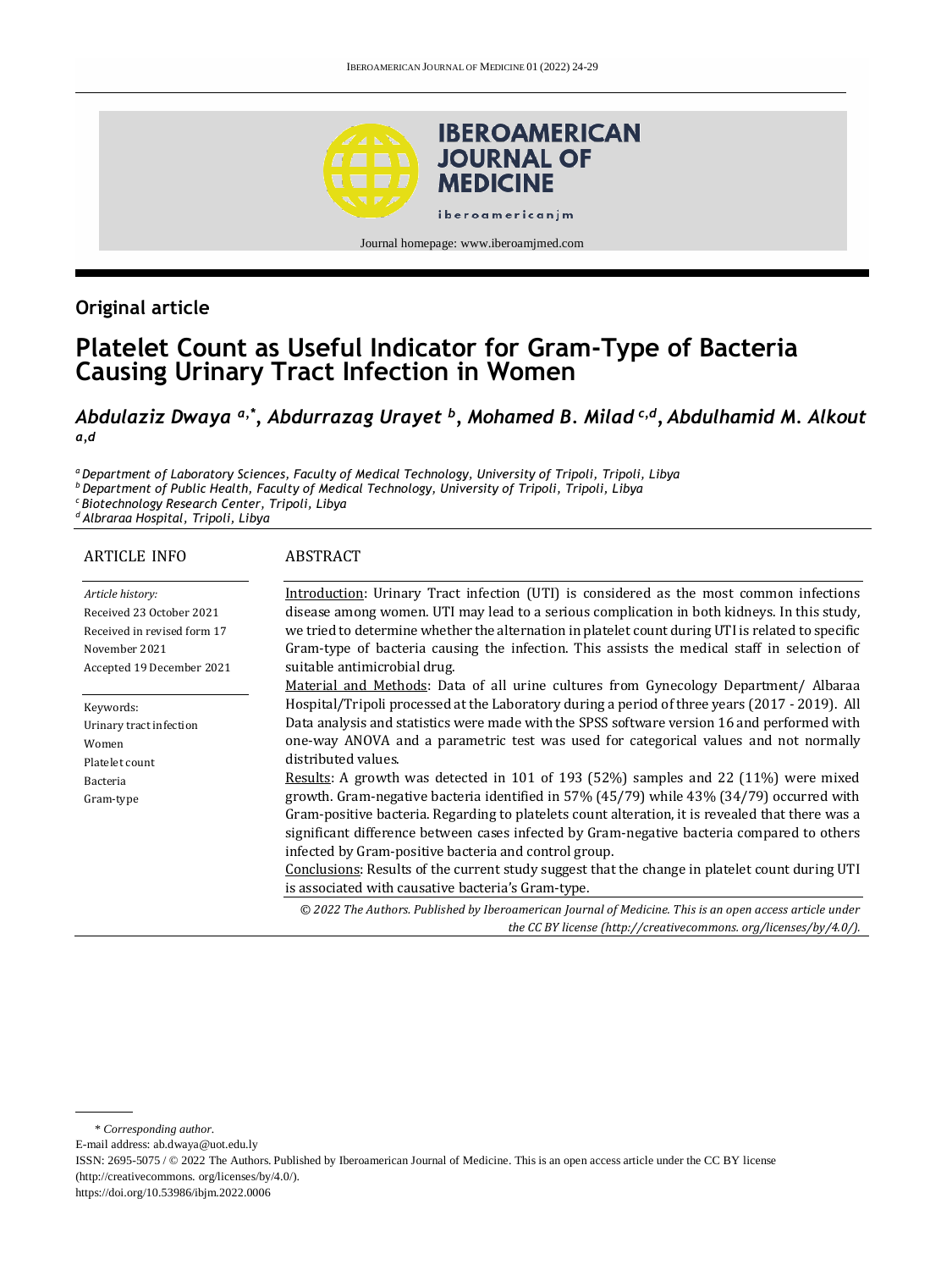**Original article**

# Platelet Count as Useful Indicator for Gram-Type of Bacteria Causing Urinary Tract Infection in Women

*Abdulaziz Dwaya [a,*], Abdurrazag Urayet [b], Mohamed B. Milad [c,d], Abdulhamid M. Alkout [a,d]*

[a] *Department of Laboratory Sciences, Faculty of Medical Technology, University of Tripoli, Tripoli, Libya*
[b] *Department of Public Health, Faculty of Medical Technology, University of Tripoli, Tripoli, Libya*
[c] *Biotechnology Research Center, Tripoli, Libya*
[d] *Albraraa Hospital, Tripoli, Libya*

## ARTICLE INFO

*Article history:*
Received 23 October 2021
Received in revised form 17 November 2021
Accepted 19 December 2021

Keywords:
Urinary tract infection
Women
Platelet count
Bacteria
Gram-type

## ABSTRACT

Introduction: Urinary Tract infection (UTI) is considered as the most common infections disease among women. UTI may lead to a serious complication in both kidneys. In this study, we tried to determine whether the alternation in platelet count during UTI is related to specific Gram-type of bacteria causing the infection. This assists the medical staff in selection of suitable antimicrobial drug.

Material and Methods: Data of all urine cultures from Gynecology Department/ Albaraa Hospital/Tripoli processed at the Laboratory during a period of three years (2017 - 2019). All Data analysis and statistics were made with the SPSS software version 16 and performed with one-way ANOVA and a parametric test was used for categorical values and not normally distributed values.

Results: A growth was detected in 101 of 193 (52%) samples and 22 (11%) were mixed growth. Gram-negative bacteria identified in 57% (45/79) while 43% (34/79) occurred with Gram-positive bacteria. Regarding to platelets count alteration, it is revealed that there was a significant difference between cases infected by Gram-negative bacteria compared to others infected by Gram-positive bacteria and control group.

Conclusions: Results of the current study suggest that the change in platelet count during UTI is associated with causative bacteria's Gram-type.

*© 2022 The Authors. Published by Iberoamerican Journal of Medicine. This is an open access article under the CC BY license (http://creativecommons. org/licenses/by/4.0/).*

\* *Corresponding author.*
E-mail address: ab.dwaya@uot.edu.ly
ISSN: 2695-5075 / © 2022 The Authors. Published by Iberoamerican Journal of Medicine. This is an open access article under the CC BY license (http://creativecommons. org/licenses/by/4.0/).
https://doi.org/10.53986/ibjm.2022.0006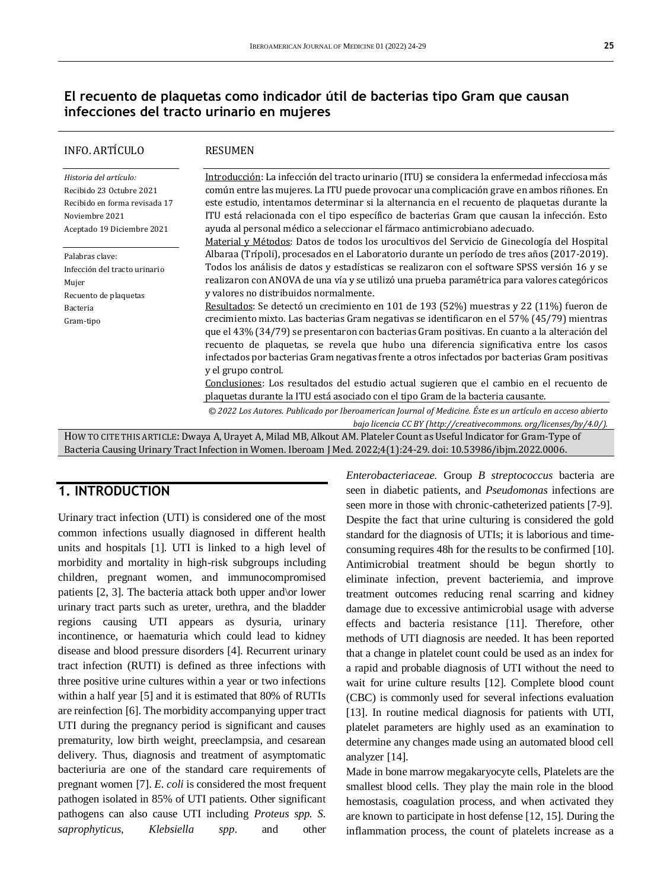## El recuento de plaquetas como indicador útil de bacterias tipo Gram que causan infecciones del tracto urinario en mujeres

**INFO. ARTÍCULO**

*Historia del artículo:*
Recibido 23 Octubre 2021
Recibido en forma revisada 17 Noviembre 2021
Aceptado 19 Diciembre 2021

Palabras clave:
Infección del tracto urinario
Mujer
Recuento de plaquetas
Bacteria
Gram-tipo

**RESUMEN**

Introducción: La infección del tracto urinario (ITU) se considera la enfermedad infecciosa más común entre las mujeres. La ITU puede provocar una complicación grave en ambos riñones. En este estudio, intentamos determinar si la alternancia en el recuento de plaquetas durante la ITU está relacionada con el tipo específico de bacterias Gram que causan la infección. Esto ayuda al personal médico a seleccionar el fármaco antimicrobiano adecuado.
Material y Métodos: Datos de todos los urocultivos del Servicio de Ginecología del Hospital Albaraa (Trípoli), procesados en el Laboratorio durante un período de tres años (2017-2019). Todos los análisis de datos y estadísticas se realizaron con el software SPSS versión 16 y se realizaron con ANOVA de una vía y se utilizó una prueba paramétrica para valores categóricos y valores no distribuidos normalmente.
Resultados: Se detectó un crecimiento en 101 de 193 (52%) muestras y 22 (11%) fueron de crecimiento mixto. Las bacterias Gram negativas se identificaron en el 57% (45/79) mientras que el 43% (34/79) se presentaron con bacterias Gram positivas. En cuanto a la alteración del recuento de plaquetas, se revela que hubo una diferencia significativa entre los casos infectados por bacterias Gram negativas frente a otros infectados por bacterias Gram positivas y el grupo control.
Conclusiones: Los resultados del estudio actual sugieren que el cambio en el recuento de plaquetas durante la ITU está asociado con el tipo Gram de la bacteria causante.

*© 2022 Los Autores. Publicado por Iberoamerican Journal of Medicine. Éste es un artículo en acceso abierto bajo licencia CC BY (http://creativecommons. org/licenses/by/4.0/).*

HOW TO CITE THIS ARTICLE: Dwaya A, Urayet A, Milad MB, Alkout AM. Plateler Count as Useful Indicator for Gram-Type of Bacteria Causing Urinary Tract Infection in Women. Iberoam J Med. 2022;4(1):24-29. doi: 10.53986/ibjm.2022.0006.

## 1. INTRODUCTION

Urinary tract infection (UTI) is considered one of the most common infections usually diagnosed in different health units and hospitals [1]. UTI is linked to a high level of morbidity and mortality in high-risk subgroups including children, pregnant women, and immunocompromised patients [2, 3]. The bacteria attack both upper and\or lower urinary tract parts such as ureter, urethra, and the bladder regions causing UTI appears as dysuria, urinary incontinence, or haematuria which could lead to kidney disease and blood pressure disorders [4]. Recurrent urinary tract infection (RUTI) is defined as three infections with three positive urine cultures within a year or two infections within a half year [5] and it is estimated that 80% of RUTIs are reinfection [6]. The morbidity accompanying upper tract UTI during the pregnancy period is significant and causes prematurity, low birth weight, preeclampsia, and cesarean delivery. Thus, diagnosis and treatment of asymptomatic bacteriuria are one of the standard care requirements of pregnant women [7]. *E. coli* is considered the most frequent pathogen isolated in 85% of UTI patients. Other significant pathogens can also cause UTI including *Proteus spp. S. saprophyticus*, *Klebsiella spp*. and other *Enterobacteriaceae*. Group *B streptococcus* bacteria are seen in diabetic patients, and *Pseudomonas* infections are seen more in those with chronic-catheterized patients [7-9]. Despite the fact that urine culturing is considered the gold standard for the diagnosis of UTIs; it is laborious and time-consuming requires 48h for the results to be confirmed [10]. Antimicrobial treatment should be begun shortly to eliminate infection, prevent bacteriemia, and improve treatment outcomes reducing renal scarring and kidney damage due to excessive antimicrobial usage with adverse effects and bacteria resistance [11]. Therefore, other methods of UTI diagnosis are needed. It has been reported that a change in platelet count could be used as an index for a rapid and probable diagnosis of UTI without the need to wait for urine culture results [12]. Complete blood count (CBC) is commonly used for several infections evaluation [13]. In routine medical diagnosis for patients with UTI, platelet parameters are highly used as an examination to determine any changes made using an automated blood cell analyzer [14].

Made in bone marrow megakaryocyte cells, Platelets are the smallest blood cells. They play the main role in the blood hemostasis, coagulation process, and when activated they are known to participate in host defense [12, 15]. During the inflammation process, the count of platelets increase as a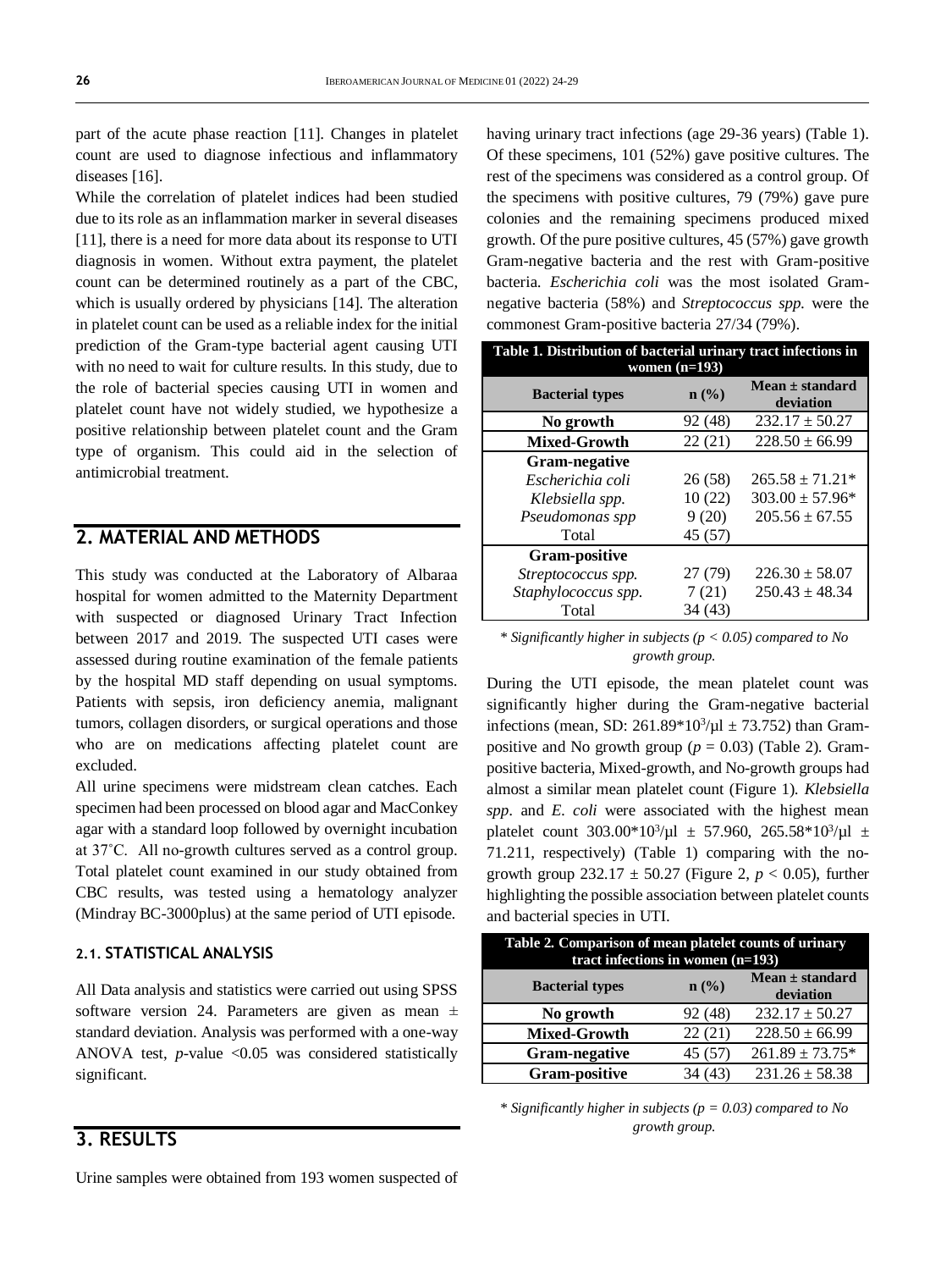part of the acute phase reaction [11]. Changes in platelet count are used to diagnose infectious and inflammatory diseases [16].

While the correlation of platelet indices had been studied due to its role as an inflammation marker in several diseases [11], there is a need for more data about its response to UTI diagnosis in women. Without extra payment, the platelet count can be determined routinely as a part of the CBC, which is usually ordered by physicians [14]. The alteration in platelet count can be used as a reliable index for the initial prediction of the Gram-type bacterial agent causing UTI with no need to wait for culture results. In this study, due to the role of bacterial species causing UTI in women and platelet count have not widely studied, we hypothesize a positive relationship between platelet count and the Gram type of organism. This could aid in the selection of antimicrobial treatment.

## 2. MATERIAL AND METHODS

This study was conducted at the Laboratory of Albaraa hospital for women admitted to the Maternity Department with suspected or diagnosed Urinary Tract Infection between 2017 and 2019. The suspected UTI cases were assessed during routine examination of the female patients by the hospital MD staff depending on usual symptoms. Patients with sepsis, iron deficiency anemia, malignant tumors, collagen disorders, or surgical operations and those who are on medications affecting platelet count are excluded.

All urine specimens were midstream clean catches. Each specimen had been processed on blood agar and MacConkey agar with a standard loop followed by overnight incubation at 37˚C. All no-growth cultures served as a control group. Total platelet count examined in our study obtained from CBC results, was tested using a hematology analyzer (Mindray BC-3000plus) at the same period of UTI episode.

### 2.1. STATISTICAL ANALYSIS

All Data analysis and statistics were carried out using SPSS software version 24. Parameters are given as mean ± standard deviation. Analysis was performed with a one-way ANOVA test, *p*-value <0.05 was considered statistically significant.

## 3. RESULTS

Urine samples were obtained from 193 women suspected of having urinary tract infections (age 29-36 years) (Table 1). Of these specimens, 101 (52%) gave positive cultures. The rest of the specimens was considered as a control group. Of the specimens with positive cultures, 79 (79%) gave pure colonies and the remaining specimens produced mixed growth. Of the pure positive cultures, 45 (57%) gave growth Gram-negative bacteria and the rest with Gram-positive bacteria. *Escherichia coli* was the most isolated Gram-negative bacteria (58%) and *Streptococcus spp.* were the commonest Gram-positive bacteria 27/34 (79%).

**Table 1. Distribution of bacterial urinary tract infections in women (n=193)**

| Bacterial types | n (%) | Mean ± standard deviation |
|---|---|---|
| **No growth** | 92 (48) | 232.17 ± 50.27 |
| **Mixed-Growth** | 22 (21) | 228.50 ± 66.99 |
| **Gram-negative** | | |
| *Escherichia coli* | 26 (58) | 265.58 ± 71.21* |
| *Klebsiella spp.* | 10 (22) | 303.00 ± 57.96* |
| *Pseudomonas spp* | 9 (20) | 205.56 ± 67.55 |
| Total | 45 (57) | |
| **Gram-positive** | | |
| *Streptococcus spp.* | 27 (79) | 226.30 ± 58.07 |
| *Staphylococcus spp.* | 7 (21) | 250.43 ± 48.34 |
| Total | 34 (43) | |

*\* Significantly higher in subjects ($p < 0.05$) compared to No growth group.*

During the UTI episode, the mean platelet count was significantly higher during the Gram-negative bacterial infections (mean, SD: $261.89 \times 10^3/\mu l \pm 73.752$) than Gram-positive and No growth group ($p = 0.03$) (Table 2). Gram-positive bacteria, Mixed-growth, and No-growth groups had almost a similar mean platelet count (Figure 1). *Klebsiella spp.* and *E. coli* were associated with the highest mean platelet count $303.00 \times 10^3/\mu l \pm 57.960$, $265.58 \times 10^3/\mu l \pm 71.211$, respectively) (Table 1) comparing with the no-growth group 232.17 ± 50.27 (Figure 2, $p < 0.05$), further highlighting the possible association between platelet counts and bacterial species in UTI.

**Table 2. Comparison of mean platelet counts of urinary tract infections in women (n=193)**

| Bacterial types | n (%) | Mean ± standard deviation |
|---|---|---|
| **No growth** | 92 (48) | 232.17 ± 50.27 |
| **Mixed-Growth** | 22 (21) | 228.50 ± 66.99 |
| **Gram-negative** | 45 (57) | 261.89 ± 73.75* |
| **Gram-positive** | 34 (43) | 231.26 ± 58.38 |

*\* Significantly higher in subjects ($p = 0.03$) compared to No growth group.*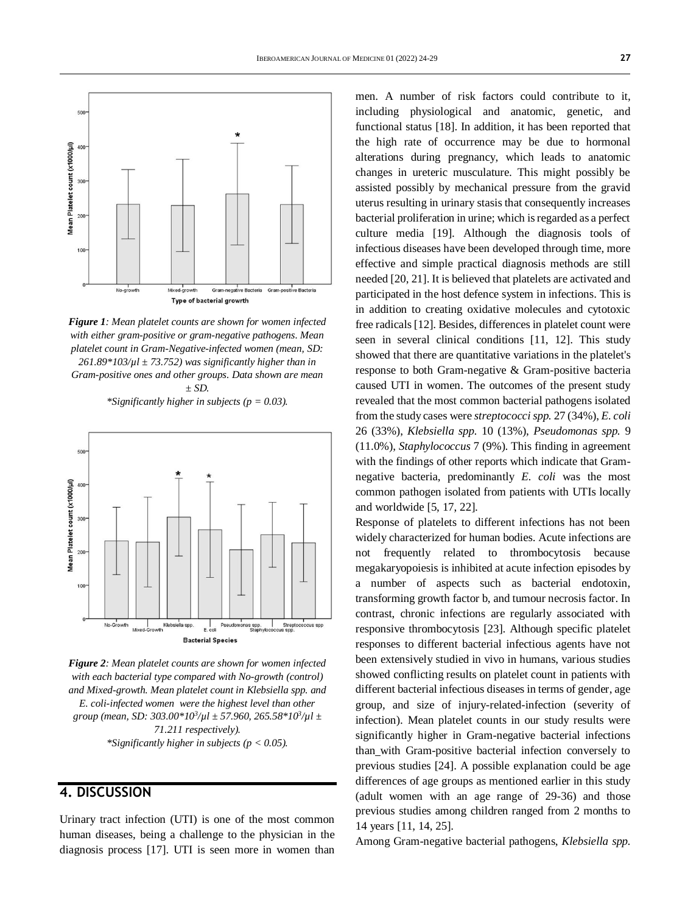*Figure 1: Mean platelet counts are shown for women infected with either gram-positive or gram-negative pathogens. Mean platelet count in Gram-Negative-infected women (mean, SD: 261.89*103/µl ± 73.752) was significantly higher than in Gram-positive ones and other groups. Data shown are mean ± SD.*

*\*Significantly higher in subjects ($p = 0.03$).*

*Figure 2: Mean platelet counts are shown for women infected with each bacterial type compared with No-growth (control) and Mixed-growth. Mean platelet count in Klebsiella spp. and E. coli-infected women were the highest level than other group (mean, SD: 303.00*$10^3$/µl ± 57.960, 265.58*$10^3$/µl ± 71.211 respectively).*

*\*Significantly higher in subjects ($p < 0.05$).*

## 4. DISCUSSION

Urinary tract infection (UTI) is one of the most common human diseases, being a challenge to the physician in the diagnosis process [17]. UTI is seen more in women than men. A number of risk factors could contribute to it, including physiological and anatomic, genetic, and functional status [18]. In addition, it has been reported that the high rate of occurrence may be due to hormonal alterations during pregnancy, which leads to anatomic changes in ureteric musculature. This might possibly be assisted possibly by mechanical pressure from the gravid uterus resulting in urinary stasis that consequently increases bacterial proliferation in urine; which is regarded as a perfect culture media [19]. Although the diagnosis tools of infectious diseases have been developed through time, more effective and simple practical diagnosis methods are still needed [20, 21]. It is believed that platelets are activated and participated in the host defence system in infections. This is in addition to creating oxidative molecules and cytotoxic free radicals [12]. Besides, differences in platelet count were seen in several clinical conditions [11, 12]. This study showed that there are quantitative variations in the platelet's response to both Gram-negative & Gram-positive bacteria caused UTI in women. The outcomes of the present study revealed that the most common bacterial pathogens isolated from the study cases were *streptococci spp.* 27 (34%), *E. coli* 26 (33%), *Klebsiella spp.* 10 (13%), *Pseudomonas spp.* 9 (11.0%), *Staphylococcus* 7 (9%). This finding in agreement with the findings of other reports which indicate that Gram-negative bacteria, predominantly *E. coli* was the most common pathogen isolated from patients with UTIs locally and worldwide [5, 17, 22].

Response of platelets to different infections has not been widely characterized for human bodies. Acute infections are not frequently related to thrombocytosis because megakaryopoiesis is inhibited at acute infection episodes by a number of aspects such as bacterial endotoxin, transforming growth factor b, and tumour necrosis factor. In contrast, chronic infections are regularly associated with responsive thrombocytosis [23]. Although specific platelet responses to different bacterial infectious agents have not been extensively studied in vivo in humans, various studies showed conflicting results on platelet count in patients with different bacterial infectious diseases in terms of gender, age group, and size of injury-related-infection (severity of infection). Mean platelet counts in our study results were significantly higher in Gram-negative bacterial infections than_with Gram-positive bacterial infection conversely to previous studies [24]. A possible explanation could be age differences of age groups as mentioned earlier in this study (adult women with an age range of 29-36) and those previous studies among children ranged from 2 months to 14 years [11, 14, 25].

Among Gram-negative bacterial pathogens, *Klebsiella spp.*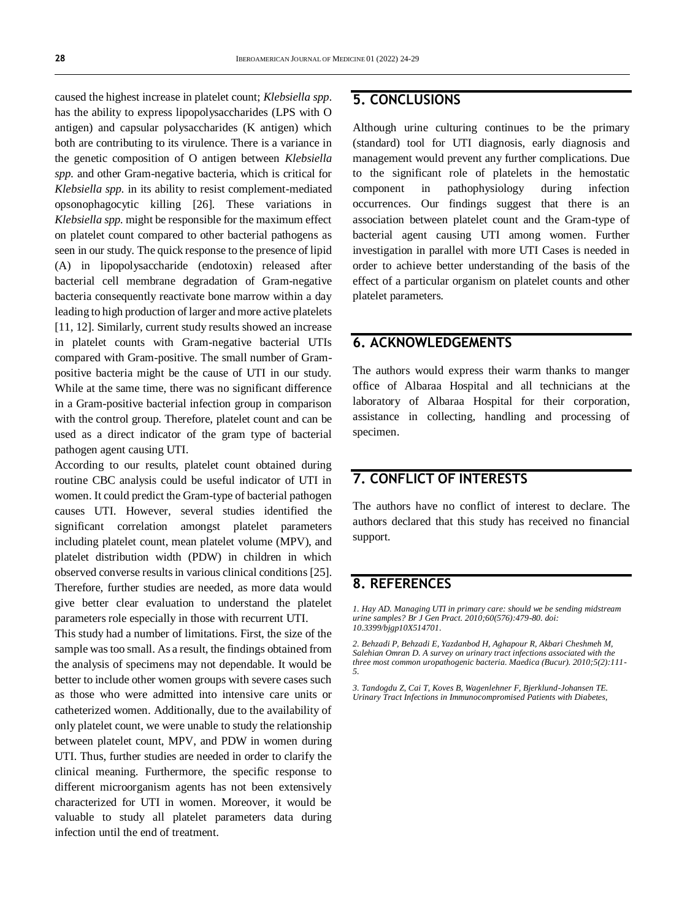caused the highest increase in platelet count; *Klebsiella spp*. has the ability to express lipopolysaccharides (LPS with O antigen) and capsular polysaccharides (K antigen) which both are contributing to its virulence. There is a variance in the genetic composition of O antigen between *Klebsiella spp.* and other Gram-negative bacteria, which is critical for *Klebsiella spp.* in its ability to resist complement-mediated opsonophagocytic killing [26]. These variations in *Klebsiella spp.* might be responsible for the maximum effect on platelet count compared to other bacterial pathogens as seen in our study. The quick response to the presence of lipid (A) in lipopolysaccharide (endotoxin) released after bacterial cell membrane degradation of Gram-negative bacteria consequently reactivate bone marrow within a day leading to high production of larger and more active platelets [11, 12]. Similarly, current study results showed an increase in platelet counts with Gram-negative bacterial UTIs compared with Gram-positive. The small number of Gram-positive bacteria might be the cause of UTI in our study. While at the same time, there was no significant difference in a Gram-positive bacterial infection group in comparison with the control group. Therefore, platelet count and can be used as a direct indicator of the gram type of bacterial pathogen agent causing UTI.

According to our results, platelet count obtained during routine CBC analysis could be useful indicator of UTI in women. It could predict the Gram-type of bacterial pathogen causes UTI. However, several studies identified the significant correlation amongst platelet parameters including platelet count, mean platelet volume (MPV), and platelet distribution width (PDW) in children in which observed converse results in various clinical conditions [25]. Therefore, further studies are needed, as more data would give better clear evaluation to understand the platelet parameters role especially in those with recurrent UTI.

This study had a number of limitations. First, the size of the sample was too small. As a result, the findings obtained from the analysis of specimens may not dependable. It would be better to include other women groups with severe cases such as those who were admitted into intensive care units or catheterized women. Additionally, due to the availability of only platelet count, we were unable to study the relationship between platelet count, MPV, and PDW in women during UTI. Thus, further studies are needed in order to clarify the clinical meaning. Furthermore, the specific response to different microorganism agents has not been extensively characterized for UTI in women. Moreover, it would be valuable to study all platelet parameters data during infection until the end of treatment.

## 5. CONCLUSIONS

Although urine culturing continues to be the primary (standard) tool for UTI diagnosis, early diagnosis and management would prevent any further complications. Due to the significant role of platelets in the hemostatic component in pathophysiology during infection occurrences. Our findings suggest that there is an association between platelet count and the Gram-type of bacterial agent causing UTI among women. Further investigation in parallel with more UTI Cases is needed in order to achieve better understanding of the basis of the effect of a particular organism on platelet counts and other platelet parameters.

## 6. ACKNOWLEDGEMENTS

The authors would express their warm thanks to manger office of Albaraa Hospital and all technicians at the laboratory of Albaraa Hospital for their corporation, assistance in collecting, handling and processing of specimen.

## 7. CONFLICT OF INTERESTS

The authors have no conflict of interest to declare. The authors declared that this study has received no financial support.

## 8. REFERENCES

*1. Hay AD. Managing UTI in primary care: should we be sending midstream urine samples? Br J Gen Pract. 2010;60(576):479-80. doi: 10.3399/bjgp10X514701.*

*2. Behzadi P, Behzadi E, Yazdanbod H, Aghapour R, Akbari Cheshmeh M, Salehian Omran D. A survey on urinary tract infections associated with the three most common uropathogenic bacteria. Maedica (Bucur). 2010;5(2):111-5.*

*3. Tandogdu Z, Cai T, Koves B, Wagenlehner F, Bjerklund-Johansen TE. Urinary Tract Infections in Immunocompromised Patients with Diabetes,*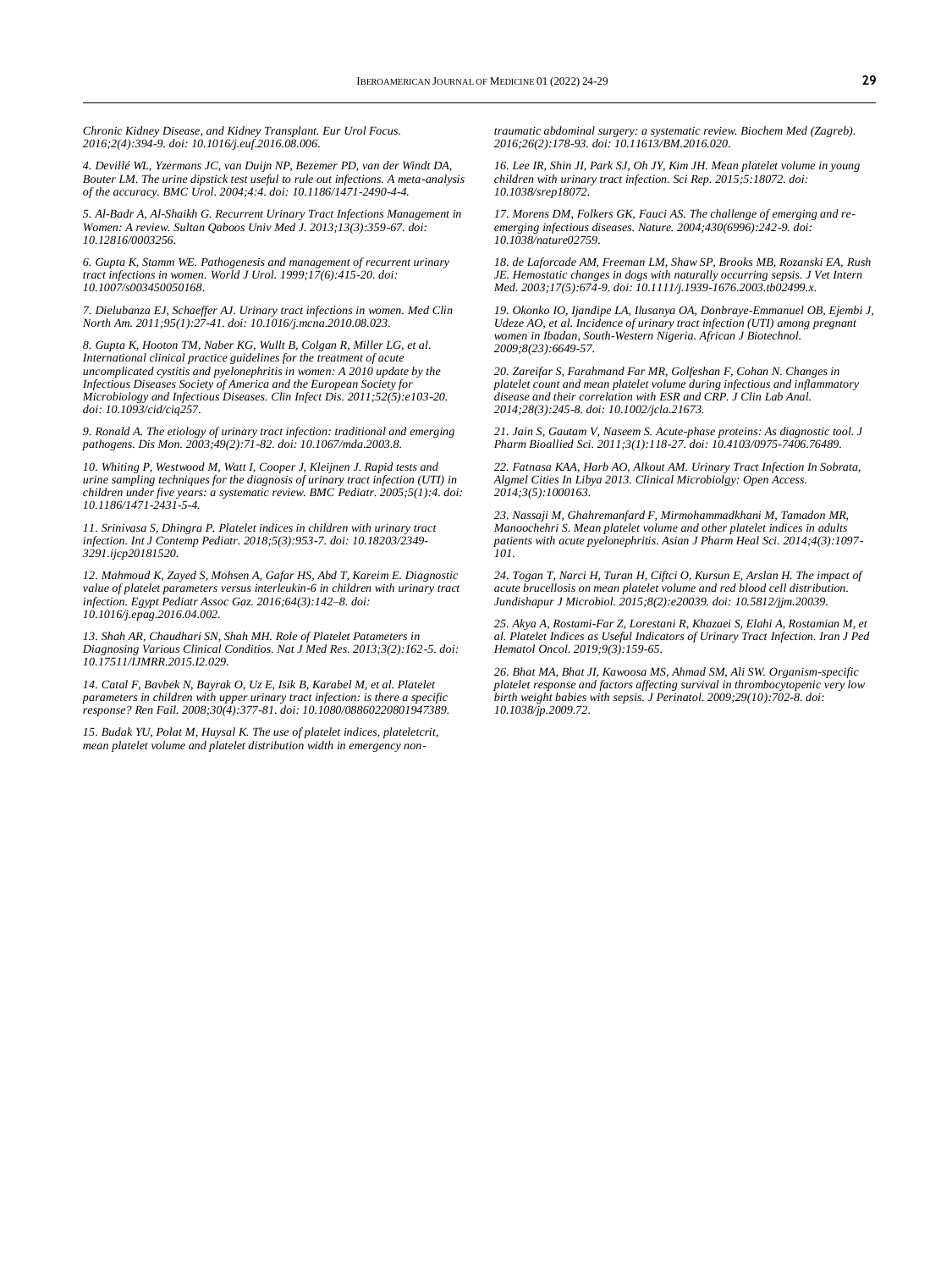*Chronic Kidney Disease, and Kidney Transplant. Eur Urol Focus. 2016;2(4):394-9. doi: 10.1016/j.euf.2016.08.006.*

*4. Devillé WL, Yzermans JC, van Duijn NP, Bezemer PD, van der Windt DA, Bouter LM. The urine dipstick test useful to rule out infections. A meta-analysis of the accuracy. BMC Urol. 2004;4:4. doi: 10.1186/1471-2490-4-4.*

*5. Al-Badr A, Al-Shaikh G. Recurrent Urinary Tract Infections Management in Women: A review. Sultan Qaboos Univ Med J. 2013;13(3):359-67. doi: 10.12816/0003256.*

*6. Gupta K, Stamm WE. Pathogenesis and management of recurrent urinary tract infections in women. World J Urol. 1999;17(6):415-20. doi: 10.1007/s003450050168.*

*7. Dielubanza EJ, Schaeffer AJ. Urinary tract infections in women. Med Clin North Am. 2011;95(1):27-41. doi: 10.1016/j.mcna.2010.08.023.*

*8. Gupta K, Hooton TM, Naber KG, Wullt B, Colgan R, Miller LG, et al. International clinical practice guidelines for the treatment of acute uncomplicated cystitis and pyelonephritis in women: A 2010 update by the Infectious Diseases Society of America and the European Society for Microbiology and Infectious Diseases. Clin Infect Dis. 2011;52(5):e103-20. doi: 10.1093/cid/ciq257.*

*9. Ronald A. The etiology of urinary tract infection: traditional and emerging pathogens. Dis Mon. 2003;49(2):71-82. doi: 10.1067/mda.2003.8.*

*10. Whiting P, Westwood M, Watt I, Cooper J, Kleijnen J. Rapid tests and urine sampling techniques for the diagnosis of urinary tract infection (UTI) in children under five years: a systematic review. BMC Pediatr. 2005;5(1):4. doi: 10.1186/1471-2431-5-4.*

*11. Srinivasa S, Dhingra P. Platelet indices in children with urinary tract infection. Int J Contemp Pediatr. 2018;5(3):953-7. doi: 10.18203/2349-3291.ijcp20181520.*

*12. Mahmoud K, Zayed S, Mohsen A, Gafar HS, Abd T, Kareim E. Diagnostic value of platelet parameters versus interleukin-6 in children with urinary tract infection. Egypt Pediatr Assoc Gaz. 2016;64(3):142–8. doi: 10.1016/j.epag.2016.04.002.*

*13. Shah AR, Chaudhari SN, Shah MH. Role of Platelet Patameters in Diagnosing Various Clinical Conditios. Nat J Med Res. 2013;3(2):162-5. doi: 10.17511/IJMRR.2015.I2.029.*

*14. Catal F, Bavbek N, Bayrak O, Uz E, Isik B, Karabel M, et al. Platelet parameters in children with upper urinary tract infection: is there a specific response? Ren Fail. 2008;30(4):377-81. doi: 10.1080/08860220801947389.*

*15. Budak YU, Polat M, Huysal K. The use of platelet indices, plateletcrit, mean platelet volume and platelet distribution width in emergency non-traumatic abdominal surgery: a systematic review. Biochem Med (Zagreb). 2016;26(2):178-93. doi: 10.11613/BM.2016.020.*

*16. Lee IR, Shin JI, Park SJ, Oh JY, Kim JH. Mean platelet volume in young children with urinary tract infection. Sci Rep. 2015;5:18072. doi: 10.1038/srep18072.*

*17. Morens DM, Folkers GK, Fauci AS. The challenge of emerging and re-emerging infectious diseases. Nature. 2004;430(6996):242-9. doi: 10.1038/nature02759.*

*18. de Laforcade AM, Freeman LM, Shaw SP, Brooks MB, Rozanski EA, Rush JE. Hemostatic changes in dogs with naturally occurring sepsis. J Vet Intern Med. 2003;17(5):674-9. doi: 10.1111/j.1939-1676.2003.tb02499.x.*

*19. Okonko IO, Ijandipe LA, Ilusanya OA, Donbraye-Emmanuel OB, Ejembi J, Udeze AO, et al. Incidence of urinary tract infection (UTI) among pregnant women in Ibadan, South-Western Nigeria. African J Biotechnol. 2009;8(23):6649-57.*

*20. Zareifar S, Farahmand Far MR, Golfeshan F, Cohan N. Changes in platelet count and mean platelet volume during infectious and inflammatory disease and their correlation with ESR and CRP. J Clin Lab Anal. 2014;28(3):245-8. doi: 10.1002/jcla.21673.*

*21. Jain S, Gautam V, Naseem S. Acute-phase proteins: As diagnostic tool. J Pharm Bioallied Sci. 2011;3(1):118-27. doi: 10.4103/0975-7406.76489.*

*22. Fatnasa KAA, Harb AO, Alkout AM. Urinary Tract Infection In Sobrata, Algmel Cities In Libya 2013. Clinical Microbiolgy: Open Access. 2014;3(5):1000163.*

*23. Nassaji M, Ghahremanfard F, Mirmohammadkhani M, Tamadon MR, Manoochehri S. Mean platelet volume and other platelet indices in adults patients with acute pyelonephritis. Asian J Pharm Heal Sci. 2014;4(3):1097-101.*

*24. Togan T, Narci H, Turan H, Ciftci O, Kursun E, Arslan H. The impact of acute brucellosis on mean platelet volume and red blood cell distribution. Jundishapur J Microbiol. 2015;8(2):e20039. doi: 10.5812/jjm.20039.*

*25. Akya A, Rostami-Far Z, Lorestani R, Khazaei S, Elahi A, Rostamian M, et al. Platelet Indices as Useful Indicators of Urinary Tract Infection. Iran J Ped Hematol Oncol. 2019;9(3):159-65.*

*26. Bhat MA, Bhat JI, Kawoosa MS, Ahmad SM, Ali SW. Organism-specific platelet response and factors affecting survival in thrombocytopenic very low birth weight babies with sepsis. J Perinatol. 2009;29(10):702-8. doi: 10.1038/jp.2009.72.*